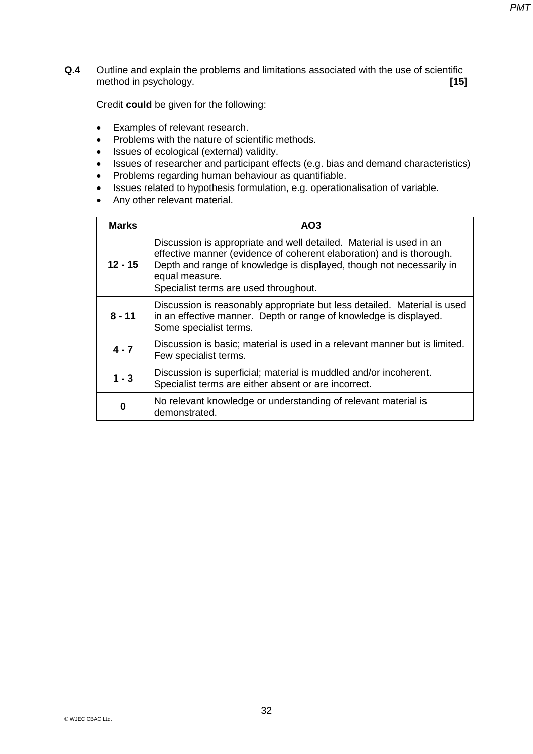**Q.4** Outline and explain the problems and limitations associated with the use of scientific method in psychology. **[15]**

Credit **could** be given for the following:

- Examples of relevant research.
- Problems with the nature of scientific methods.
- Issues of ecological (external) validity.
- Issues of researcher and participant effects (e.g. bias and demand characteristics)
- Problems regarding human behaviour as quantifiable.
- Issues related to hypothesis formulation, e.g. operationalisation of variable.
- Any other relevant material.

| Marks | AO3 |
|---|---|
| **12 - 15** | Discussion is appropriate and well detailed. Material is used in an effective manner (evidence of coherent elaboration) and is thorough. Depth and range of knowledge is displayed, though not necessarily in equal measure.<br>Specialist terms are used throughout. |
| **8 - 11** | Discussion is reasonably appropriate but less detailed. Material is used in an effective manner. Depth or range of knowledge is displayed. Some specialist terms. |
| **4 - 7** | Discussion is basic; material is used in a relevant manner but is limited. Few specialist terms. |
| **1 - 3** | Discussion is superficial; material is muddled and/or incoherent. Specialist terms are either absent or are incorrect. |
| **0** | No relevant knowledge or understanding of relevant material is demonstrated. |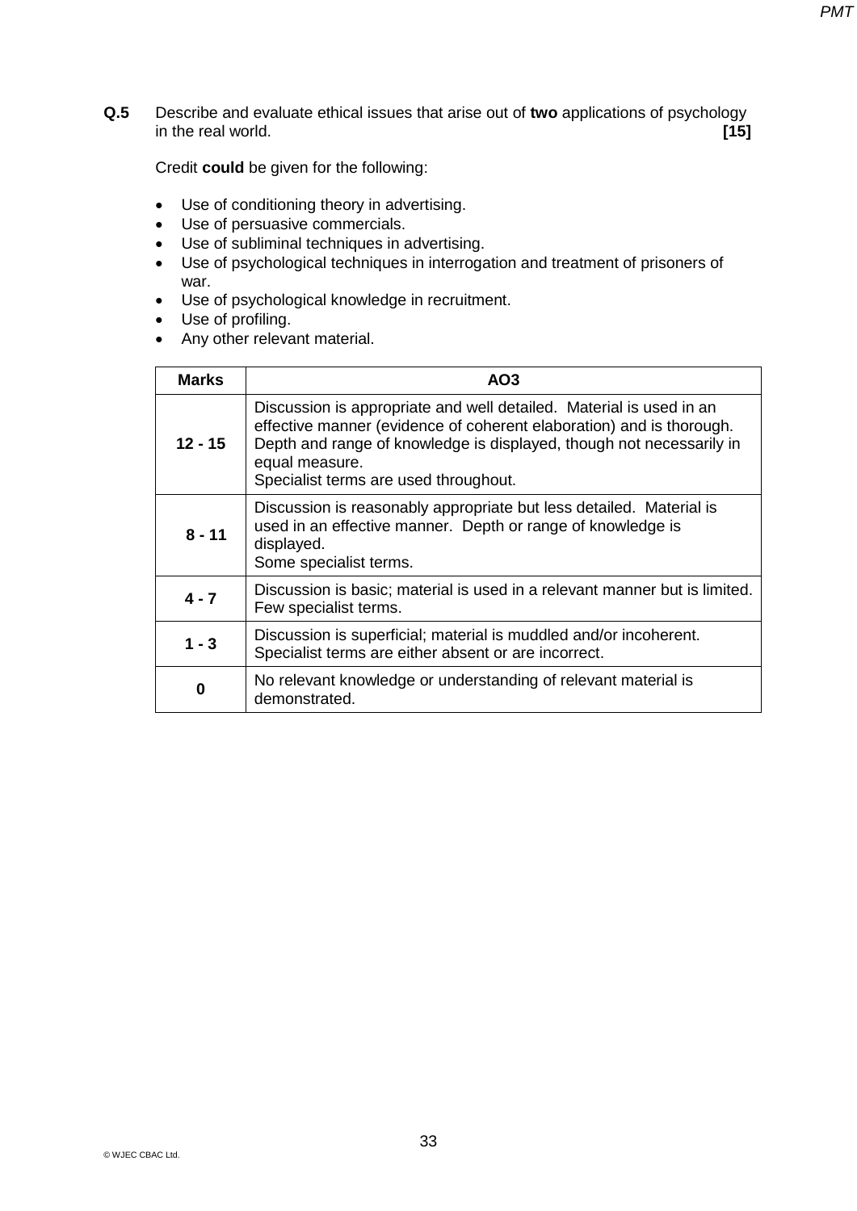**Q.5** Describe and evaluate ethical issues that arise out of **two** applications of psychology in the real world. **[15]**

Credit **could** be given for the following:

- Use of conditioning theory in advertising.
- Use of persuasive commercials.
- Use of subliminal techniques in advertising.
- Use of psychological techniques in interrogation and treatment of prisoners of war.
- Use of psychological knowledge in recruitment.
- Use of profiling.
- Any other relevant material.

| Marks | AO3 |
|---|---|
| 12 - 15 | Discussion is appropriate and well detailed. Material is used in an effective manner (evidence of coherent elaboration) and is thorough. Depth and range of knowledge is displayed, though not necessarily in equal measure.<br>Specialist terms are used throughout. |
| 8 - 11 | Discussion is reasonably appropriate but less detailed. Material is used in an effective manner. Depth or range of knowledge is displayed.<br>Some specialist terms. |
| 4 - 7 | Discussion is basic; material is used in a relevant manner but is limited.<br>Few specialist terms. |
| 1 - 3 | Discussion is superficial; material is muddled and/or incoherent.<br>Specialist terms are either absent or are incorrect. |
| 0 | No relevant knowledge or understanding of relevant material is demonstrated. |

© WJEC CBAC Ltd.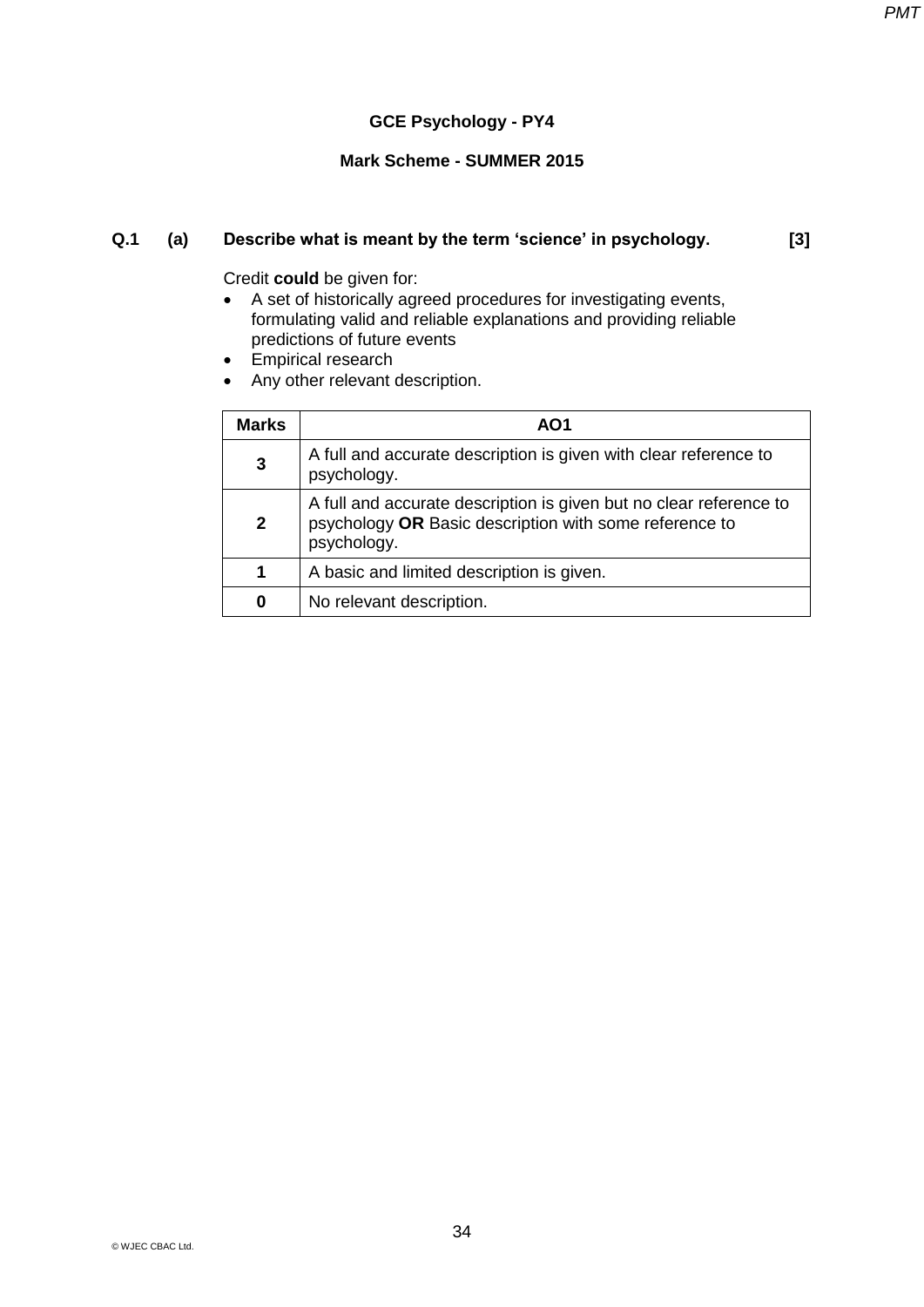## GCE Psychology - PY4

### Mark Scheme - SUMMER 2015

**Q.1 (a) Describe what is meant by the term 'science' in psychology. [3]**

Credit **could** be given for:

- A set of historically agreed procedures for investigating events, formulating valid and reliable explanations and providing reliable predictions of future events
- Empirical research
- Any other relevant description.

| Marks | AO1 |
|---|---|
| **3** | A full and accurate description is given with clear reference to psychology. |
| **2** | A full and accurate description is given but no clear reference to psychology **OR** Basic description with some reference to psychology. |
| **1** | A basic and limited description is given. |
| **0** | No relevant description. |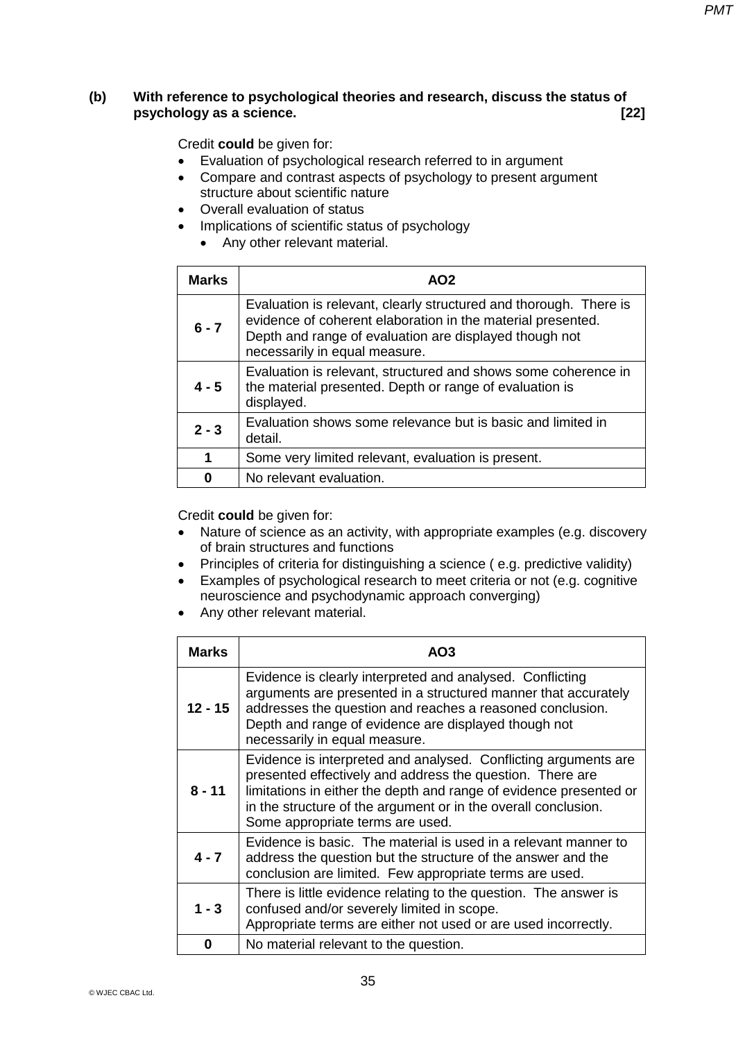**(b) With reference to psychological theories and research, discuss the status of psychology as a science. [22]**

Credit **could** be given for:

- Evaluation of psychological research referred to in argument
- Compare and contrast aspects of psychology to present argument structure about scientific nature
- Overall evaluation of status
- Implications of scientific status of psychology
    - Any other relevant material.

| Marks | AO2 |
|---|---|
| **6 - 7** | Evaluation is relevant, clearly structured and thorough. There is evidence of coherent elaboration in the material presented. Depth and range of evaluation are displayed though not necessarily in equal measure. |
| **4 - 5** | Evaluation is relevant, structured and shows some coherence in the material presented. Depth or range of evaluation is displayed. |
| **2 - 3** | Evaluation shows some relevance but is basic and limited in detail. |
| **1** | Some very limited relevant, evaluation is present. |
| **0** | No relevant evaluation. |

Credit **could** be given for:

- Nature of science as an activity, with appropriate examples (e.g. discovery of brain structures and functions
- Principles of criteria for distinguishing a science ( e.g. predictive validity)
- Examples of psychological research to meet criteria or not (e.g. cognitive neuroscience and psychodynamic approach converging)
- Any other relevant material.

| Marks | AO3 |
|---|---|
| **12 - 15** | Evidence is clearly interpreted and analysed. Conflicting arguments are presented in a structured manner that accurately addresses the question and reaches a reasoned conclusion. Depth and range of evidence are displayed though not necessarily in equal measure. |
| **8 - 11** | Evidence is interpreted and analysed. Conflicting arguments are presented effectively and address the question. There are limitations in either the depth and range of evidence presented or in the structure of the argument or in the overall conclusion. Some appropriate terms are used. |
| **4 - 7** | Evidence is basic. The material is used in a relevant manner to address the question but the structure of the answer and the conclusion are limited. Few appropriate terms are used. |
| **1 - 3** | There is little evidence relating to the question. The answer is confused and/or severely limited in scope. Appropriate terms are either not used or are used incorrectly. |
| **0** | No material relevant to the question. |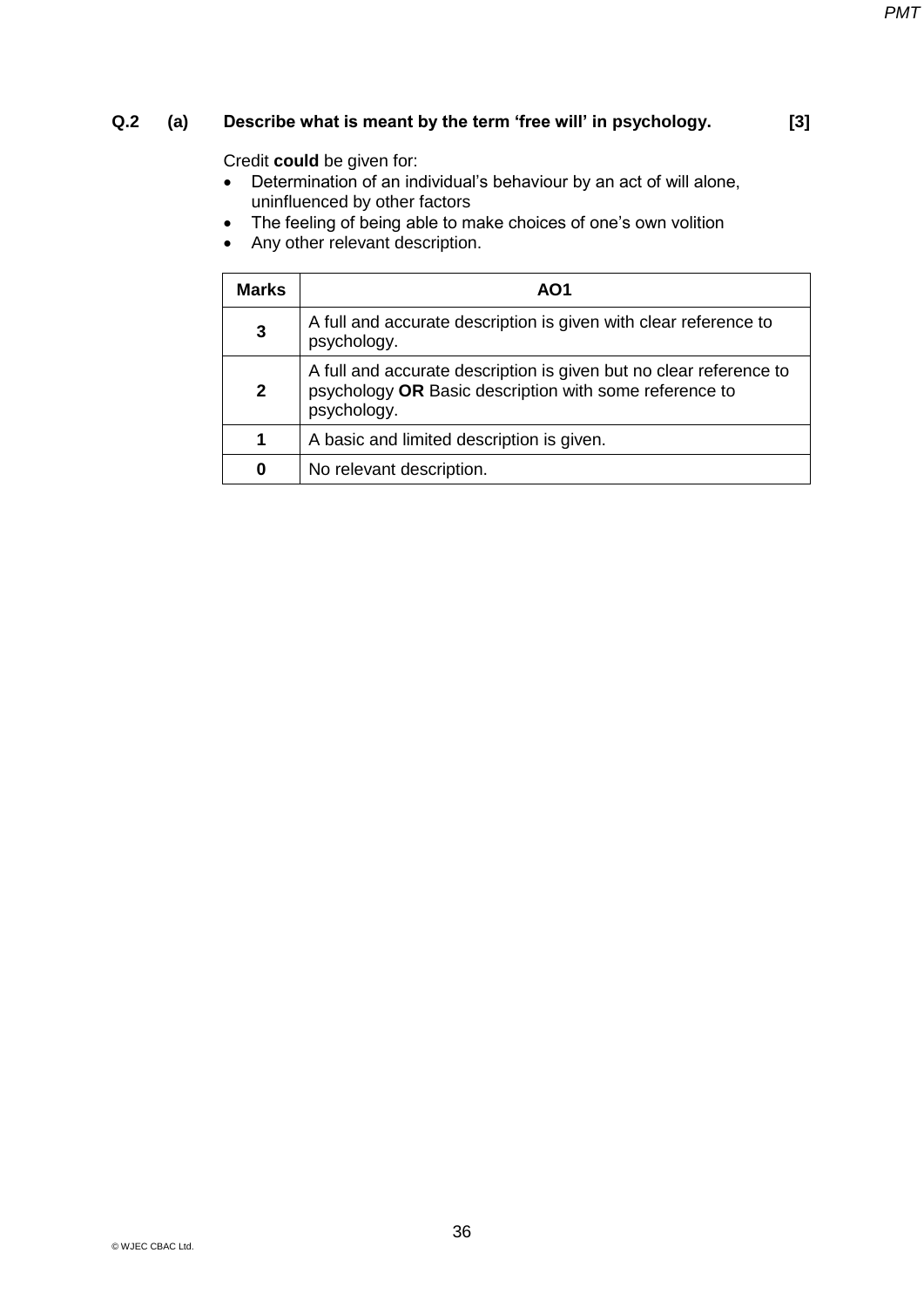**Q.2 (a) Describe what is meant by the term 'free will' in psychology. [3]**

Credit **could** be given for:

- Determination of an individual's behaviour by an act of will alone, uninfluenced by other factors
- The feeling of being able to make choices of one's own volition
- Any other relevant description.

| Marks | AO1 |
|---|---|
| **3** | A full and accurate description is given with clear reference to psychology. |
| **2** | A full and accurate description is given but no clear reference to psychology **OR** Basic description with some reference to psychology. |
| **1** | A basic and limited description is given. |
| **0** | No relevant description. |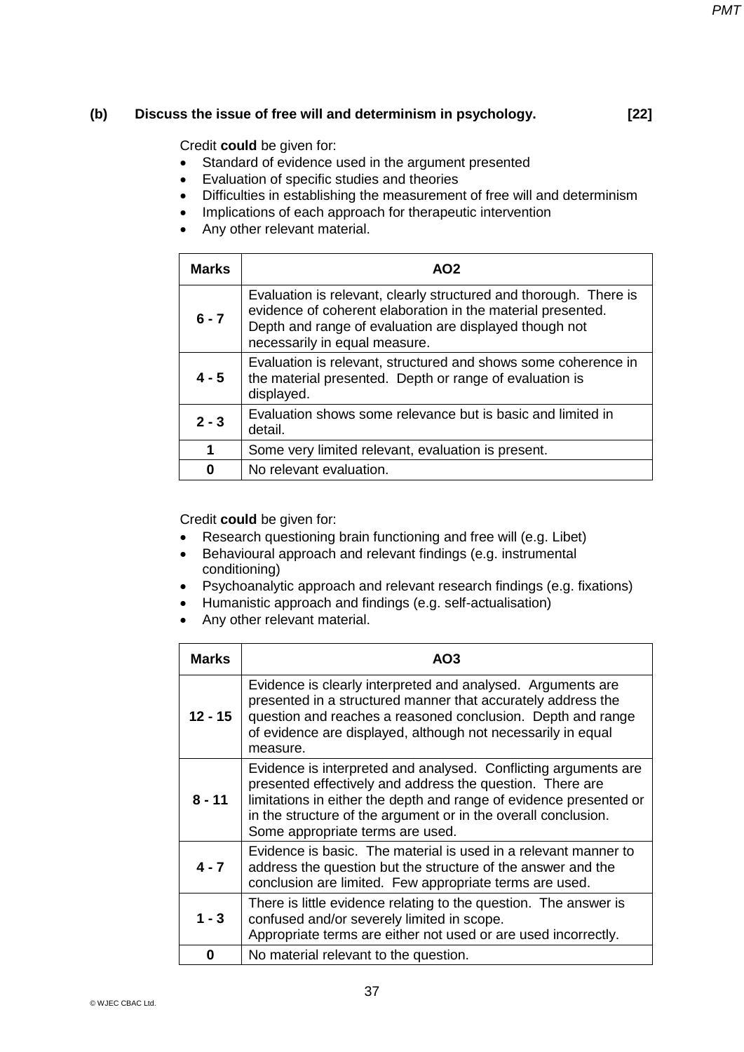**(b) Discuss the issue of free will and determinism in psychology. [22]**

Credit **could** be given for:

- Standard of evidence used in the argument presented
- Evaluation of specific studies and theories
- Difficulties in establishing the measurement of free will and determinism
- Implications of each approach for therapeutic intervention
- Any other relevant material.

| Marks | AO2 |
|---|---|
| 6 - 7 | Evaluation is relevant, clearly structured and thorough. There is evidence of coherent elaboration in the material presented. Depth and range of evaluation are displayed though not necessarily in equal measure. |
| 4 - 5 | Evaluation is relevant, structured and shows some coherence in the material presented. Depth or range of evaluation is displayed. |
| 2 - 3 | Evaluation shows some relevance but is basic and limited in detail. |
| 1 | Some very limited relevant, evaluation is present. |
| 0 | No relevant evaluation. |

Credit **could** be given for:

- Research questioning brain functioning and free will (e.g. Libet)
- Behavioural approach and relevant findings (e.g. instrumental conditioning)
- Psychoanalytic approach and relevant research findings (e.g. fixations)
- Humanistic approach and findings (e.g. self-actualisation)
- Any other relevant material.

| Marks | AO3 |
|---|---|
| 12 - 15 | Evidence is clearly interpreted and analysed. Arguments are presented in a structured manner that accurately address the question and reaches a reasoned conclusion. Depth and range of evidence are displayed, although not necessarily in equal measure. |
| 8 - 11 | Evidence is interpreted and analysed. Conflicting arguments are presented effectively and address the question. There are limitations in either the depth and range of evidence presented or in the structure of the argument or in the overall conclusion. Some appropriate terms are used. |
| 4 - 7 | Evidence is basic. The material is used in a relevant manner to address the question but the structure of the answer and the conclusion are limited. Few appropriate terms are used. |
| 1 - 3 | There is little evidence relating to the question. The answer is confused and/or severely limited in scope. Appropriate terms are either not used or are used incorrectly. |
| 0 | No material relevant to the question. |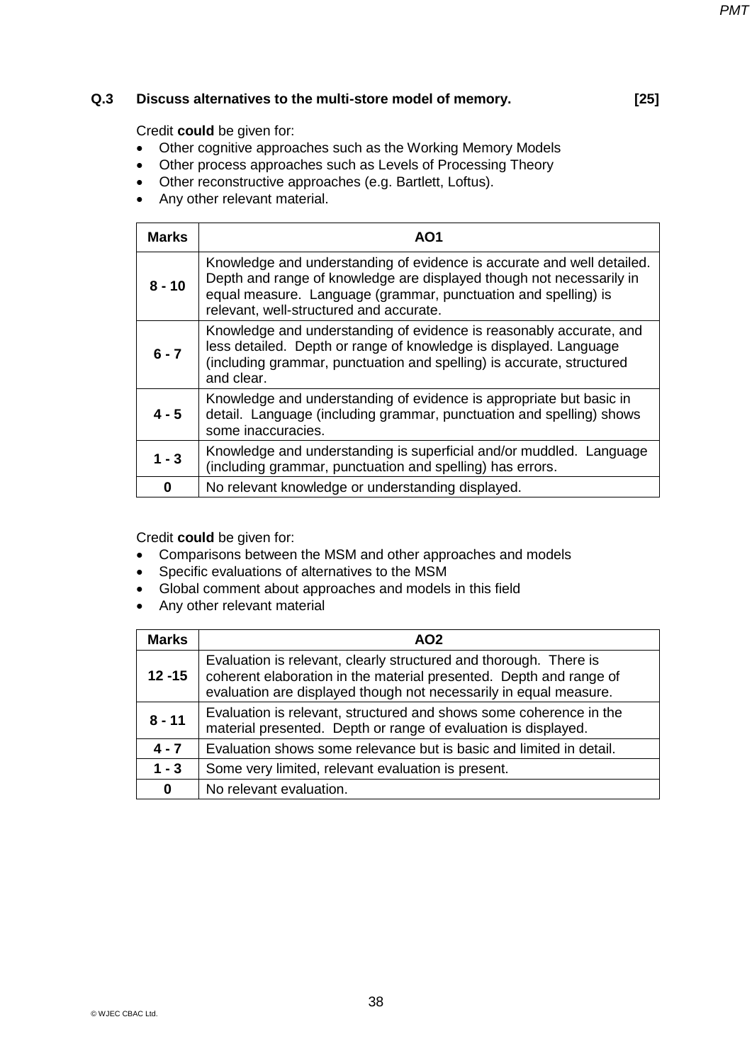**Q.3 Discuss alternatives to the multi-store model of memory. [25]**

Credit **could** be given for:

- Other cognitive approaches such as the Working Memory Models
- Other process approaches such as Levels of Processing Theory
- Other reconstructive approaches (e.g. Bartlett, Loftus).
- Any other relevant material.

| Marks | AO1 |
|---|---|
| 8 - 10 | Knowledge and understanding of evidence is accurate and well detailed. Depth and range of knowledge are displayed though not necessarily in equal measure. Language (grammar, punctuation and spelling) is relevant, well-structured and accurate. |
| 6 - 7 | Knowledge and understanding of evidence is reasonably accurate, and less detailed. Depth or range of knowledge is displayed. Language (including grammar, punctuation and spelling) is accurate, structured and clear. |
| 4 - 5 | Knowledge and understanding of evidence is appropriate but basic in detail. Language (including grammar, punctuation and spelling) shows some inaccuracies. |
| 1 - 3 | Knowledge and understanding is superficial and/or muddled. Language (including grammar, punctuation and spelling) has errors. |
| 0 | No relevant knowledge or understanding displayed. |

Credit **could** be given for:

- Comparisons between the MSM and other approaches and models
- Specific evaluations of alternatives to the MSM
- Global comment about approaches and models in this field
- Any other relevant material

| Marks | AO2 |
|---|---|
| 12 -15 | Evaluation is relevant, clearly structured and thorough. There is coherent elaboration in the material presented. Depth and range of evaluation are displayed though not necessarily in equal measure. |
| 8 - 11 | Evaluation is relevant, structured and shows some coherence in the material presented. Depth or range of evaluation is displayed. |
| 4 - 7 | Evaluation shows some relevance but is basic and limited in detail. |
| 1 - 3 | Some very limited, relevant evaluation is present. |
| 0 | No relevant evaluation. |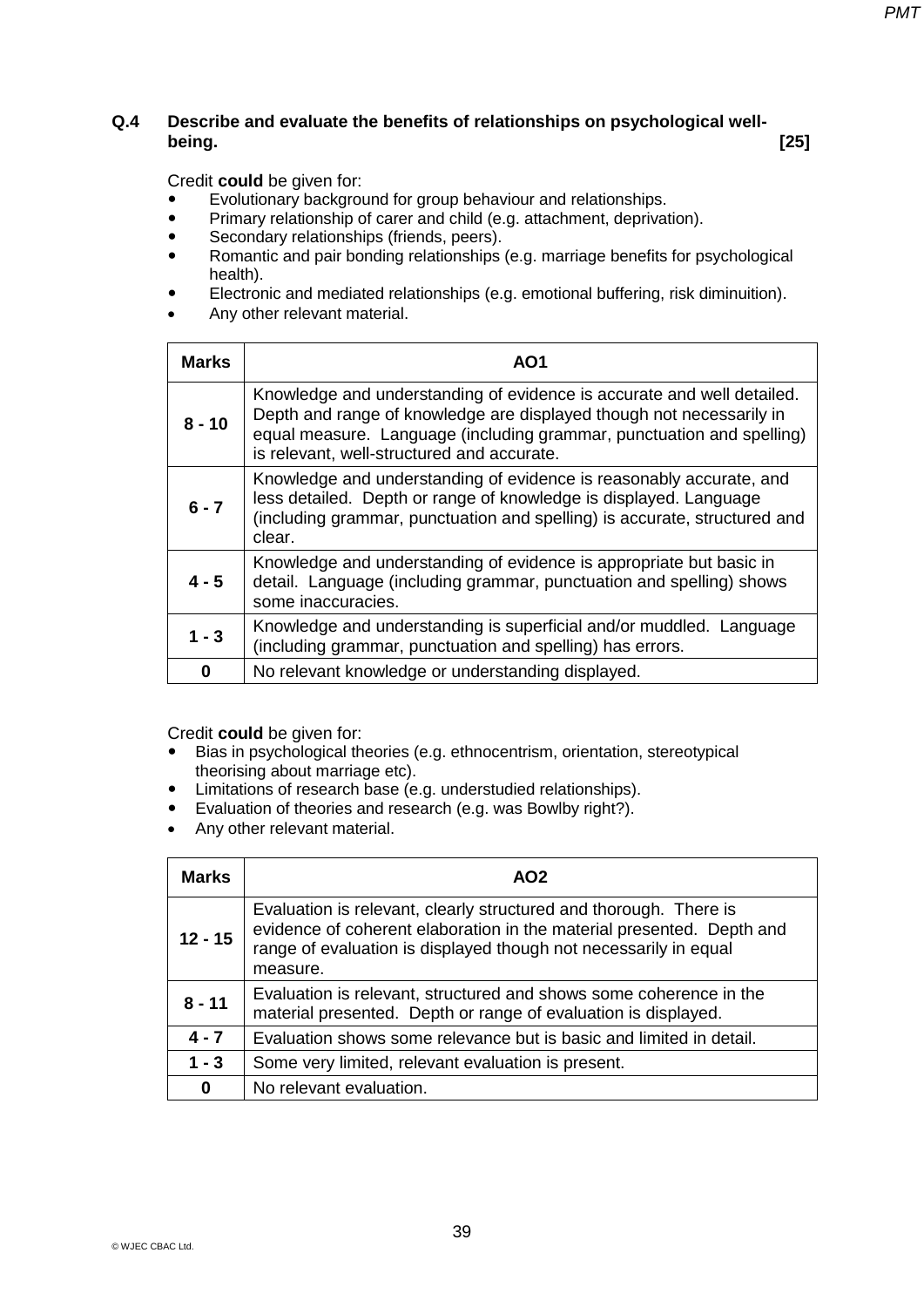**Q.4 Describe and evaluate the benefits of relationships on psychological well-being. [25]**

Credit **could** be given for:

- Evolutionary background for group behaviour and relationships.
- Primary relationship of carer and child (e.g. attachment, deprivation).
- Secondary relationships (friends, peers).
- Romantic and pair bonding relationships (e.g. marriage benefits for psychological health).
- Electronic and mediated relationships (e.g. emotional buffering, risk diminuition).
- Any other relevant material.

| Marks | AO1 |
|---|---|
| **8 - 10** | Knowledge and understanding of evidence is accurate and well detailed. Depth and range of knowledge are displayed though not necessarily in equal measure. Language (including grammar, punctuation and spelling) is relevant, well-structured and accurate. |
| **6 - 7** | Knowledge and understanding of evidence is reasonably accurate, and less detailed. Depth or range of knowledge is displayed. Language (including grammar, punctuation and spelling) is accurate, structured and clear. |
| **4 - 5** | Knowledge and understanding of evidence is appropriate but basic in detail. Language (including grammar, punctuation and spelling) shows some inaccuracies. |
| **1 - 3** | Knowledge and understanding is superficial and/or muddled. Language (including grammar, punctuation and spelling) has errors. |
| **0** | No relevant knowledge or understanding displayed. |

Credit **could** be given for:

- Bias in psychological theories (e.g. ethnocentrism, orientation, stereotypical theorising about marriage etc).
- Limitations of research base (e.g. understudied relationships).
- Evaluation of theories and research (e.g. was Bowlby right?).
- Any other relevant material.

| Marks | AO2 |
|---|---|
| **12 - 15** | Evaluation is relevant, clearly structured and thorough. There is evidence of coherent elaboration in the material presented. Depth and range of evaluation is displayed though not necessarily in equal measure. |
| **8 - 11** | Evaluation is relevant, structured and shows some coherence in the material presented. Depth or range of evaluation is displayed. |
| **4 - 7** | Evaluation shows some relevance but is basic and limited in detail. |
| **1 - 3** | Some very limited, relevant evaluation is present. |
| **0** | No relevant evaluation. |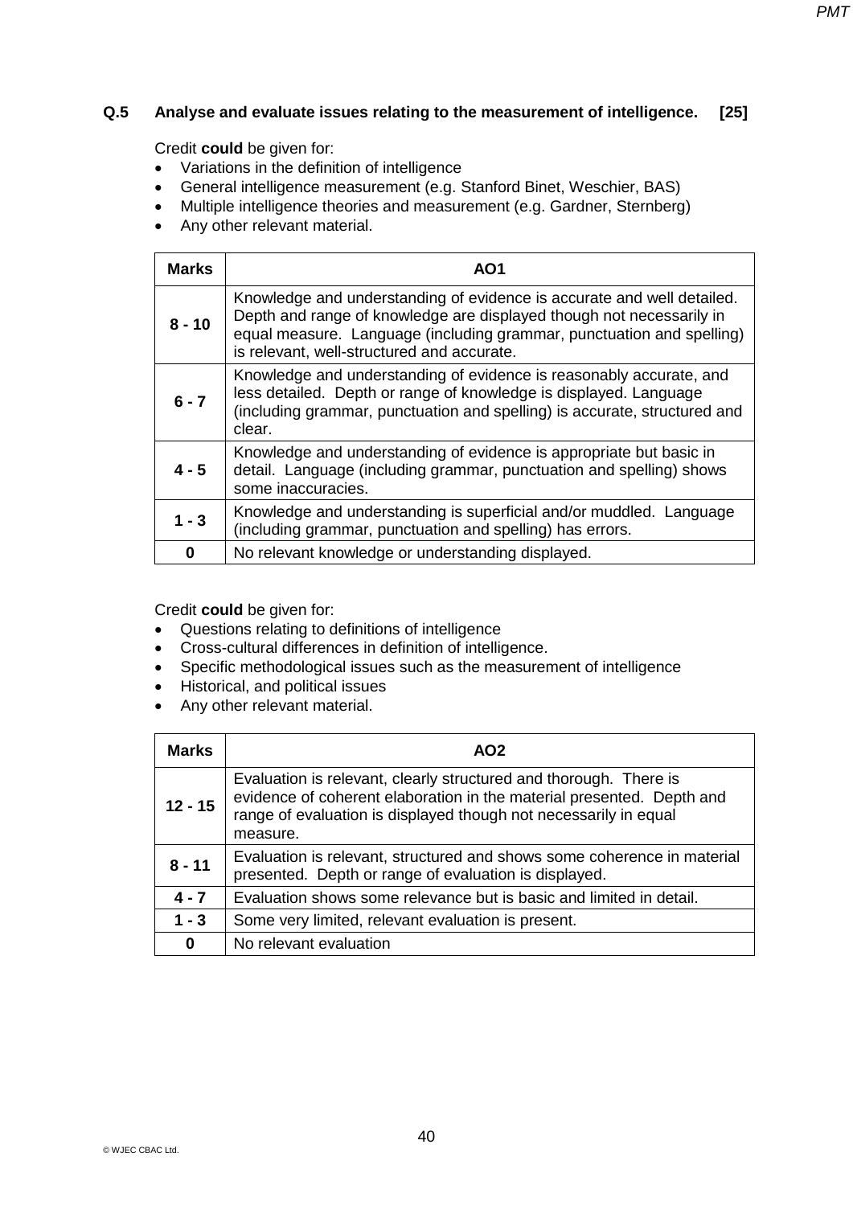**Q.5 Analyse and evaluate issues relating to the measurement of intelligence. [25]**

Credit **could** be given for:

- Variations in the definition of intelligence
- General intelligence measurement (e.g. Stanford Binet, Weschier, BAS)
- Multiple intelligence theories and measurement (e.g. Gardner, Sternberg)
- Any other relevant material.

| Marks | AO1 |
|---|---|
| 8 - 10 | Knowledge and understanding of evidence is accurate and well detailed. Depth and range of knowledge are displayed though not necessarily in equal measure. Language (including grammar, punctuation and spelling) is relevant, well-structured and accurate. |
| 6 - 7 | Knowledge and understanding of evidence is reasonably accurate, and less detailed. Depth or range of knowledge is displayed. Language (including grammar, punctuation and spelling) is accurate, structured and clear. |
| 4 - 5 | Knowledge and understanding of evidence is appropriate but basic in detail. Language (including grammar, punctuation and spelling) shows some inaccuracies. |
| 1 - 3 | Knowledge and understanding is superficial and/or muddled. Language (including grammar, punctuation and spelling) has errors. |
| 0 | No relevant knowledge or understanding displayed. |

Credit **could** be given for:

- Questions relating to definitions of intelligence
- Cross-cultural differences in definition of intelligence.
- Specific methodological issues such as the measurement of intelligence
- Historical, and political issues
- Any other relevant material.

| Marks | AO2 |
|---|---|
| 12 - 15 | Evaluation is relevant, clearly structured and thorough. There is evidence of coherent elaboration in the material presented. Depth and range of evaluation is displayed though not necessarily in equal measure. |
| 8 - 11 | Evaluation is relevant, structured and shows some coherence in material presented. Depth or range of evaluation is displayed. |
| 4 - 7 | Evaluation shows some relevance but is basic and limited in detail. |
| 1 - 3 | Some very limited, relevant evaluation is present. |
| 0 | No relevant evaluation |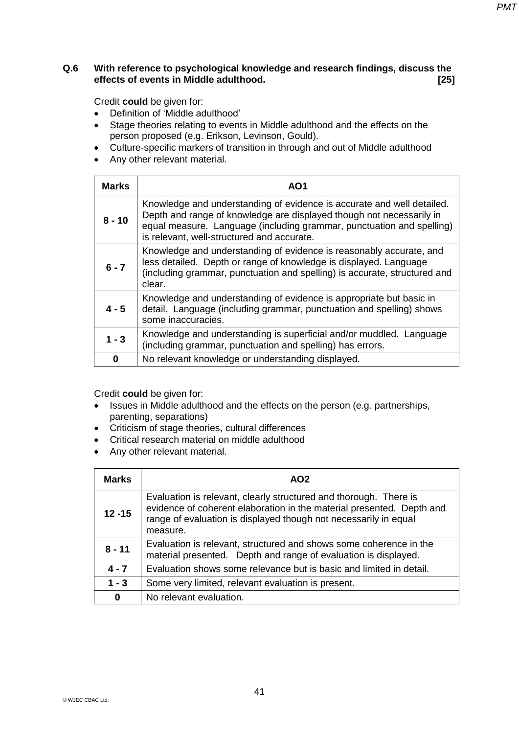**Q.6 With reference to psychological knowledge and research findings, discuss the effects of events in Middle adulthood. [25]**

Credit **could** be given for:

- Definition of 'Middle adulthood'
- Stage theories relating to events in Middle adulthood and the effects on the person proposed (e.g. Erikson, Levinson, Gould).
- Culture-specific markers of transition in through and out of Middle adulthood
- Any other relevant material.

| Marks | AO1 |
|---|---|
| **8 - 10** | Knowledge and understanding of evidence is accurate and well detailed. Depth and range of knowledge are displayed though not necessarily in equal measure. Language (including grammar, punctuation and spelling) is relevant, well-structured and accurate. |
| **6 - 7** | Knowledge and understanding of evidence is reasonably accurate, and less detailed. Depth or range of knowledge is displayed. Language (including grammar, punctuation and spelling) is accurate, structured and clear. |
| **4 - 5** | Knowledge and understanding of evidence is appropriate but basic in detail. Language (including grammar, punctuation and spelling) shows some inaccuracies. |
| **1 - 3** | Knowledge and understanding is superficial and/or muddled. Language (including grammar, punctuation and spelling) has errors. |
| **0** | No relevant knowledge or understanding displayed. |

Credit **could** be given for:

- Issues in Middle adulthood and the effects on the person (e.g. partnerships, parenting, separations)
- Criticism of stage theories, cultural differences
- Critical research material on middle adulthood
- Any other relevant material.

| Marks | AO2 |
|---|---|
| **12 -15** | Evaluation is relevant, clearly structured and thorough. There is evidence of coherent elaboration in the material presented. Depth and range of evaluation is displayed though not necessarily in equal measure. |
| **8 - 11** | Evaluation is relevant, structured and shows some coherence in the material presented. Depth and range of evaluation is displayed. |
| **4 - 7** | Evaluation shows some relevance but is basic and limited in detail. |
| **1 - 3** | Some very limited, relevant evaluation is present. |
| **0** | No relevant evaluation. |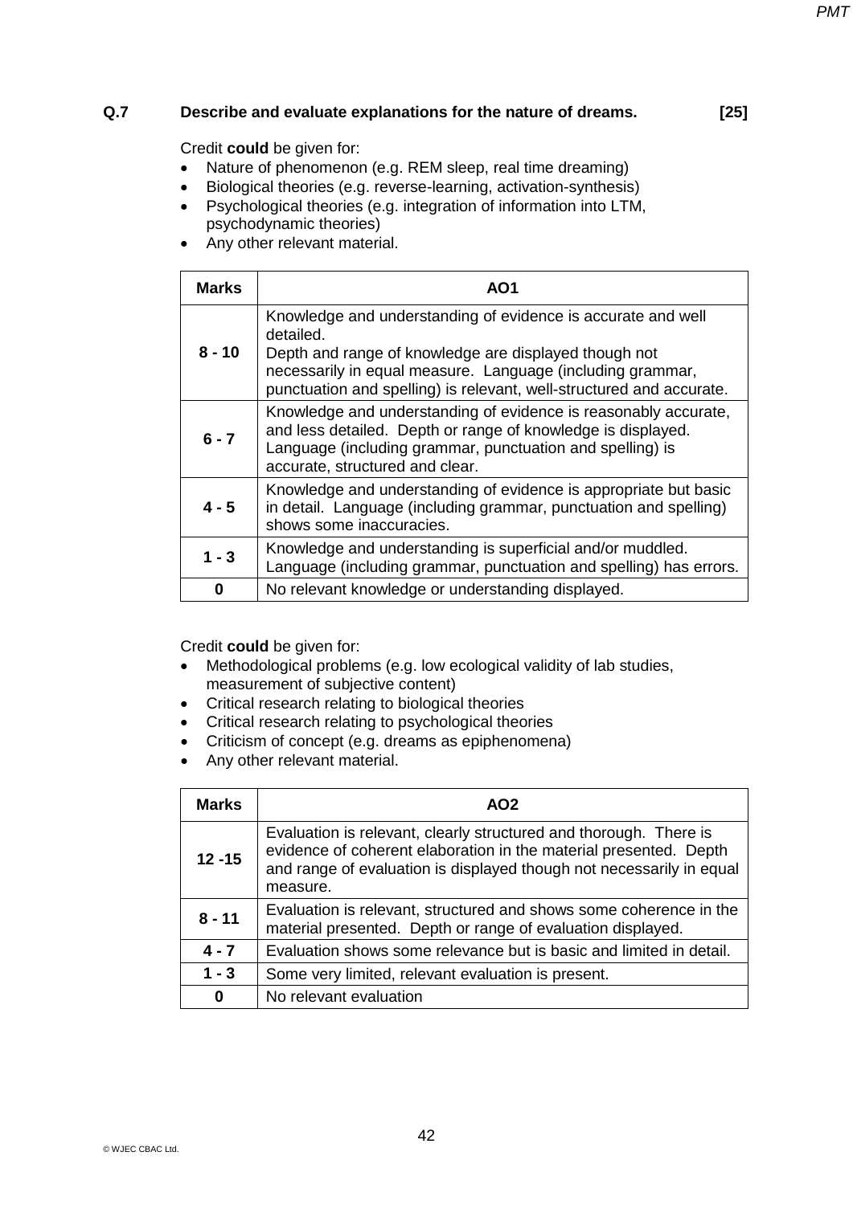**Q.7 Describe and evaluate explanations for the nature of dreams. [25]**

Credit **could** be given for:

- Nature of phenomenon (e.g. REM sleep, real time dreaming)
- Biological theories (e.g. reverse-learning, activation-synthesis)
- Psychological theories (e.g. integration of information into LTM, psychodynamic theories)
- Any other relevant material.

| Marks | AO1 |
|---|---|
| **8 - 10** | Knowledge and understanding of evidence is accurate and well detailed. Depth and range of knowledge are displayed though not necessarily in equal measure. Language (including grammar, punctuation and spelling) is relevant, well-structured and accurate. |
| **6 - 7** | Knowledge and understanding of evidence is reasonably accurate, and less detailed. Depth or range of knowledge is displayed. Language (including grammar, punctuation and spelling) is accurate, structured and clear. |
| **4 - 5** | Knowledge and understanding of evidence is appropriate but basic in detail. Language (including grammar, punctuation and spelling) shows some inaccuracies. |
| **1 - 3** | Knowledge and understanding is superficial and/or muddled. Language (including grammar, punctuation and spelling) has errors. |
| **0** | No relevant knowledge or understanding displayed. |

Credit **could** be given for:

- Methodological problems (e.g. low ecological validity of lab studies, measurement of subjective content)
- Critical research relating to biological theories
- Critical research relating to psychological theories
- Criticism of concept (e.g. dreams as epiphenomena)
- Any other relevant material.

| Marks | AO2 |
|---|---|
| **12 -15** | Evaluation is relevant, clearly structured and thorough. There is evidence of coherent elaboration in the material presented. Depth and range of evaluation is displayed though not necessarily in equal measure. |
| **8 - 11** | Evaluation is relevant, structured and shows some coherence in the material presented. Depth or range of evaluation displayed. |
| **4 - 7** | Evaluation shows some relevance but is basic and limited in detail. |
| **1 - 3** | Some very limited, relevant evaluation is present. |
| **0** | No relevant evaluation |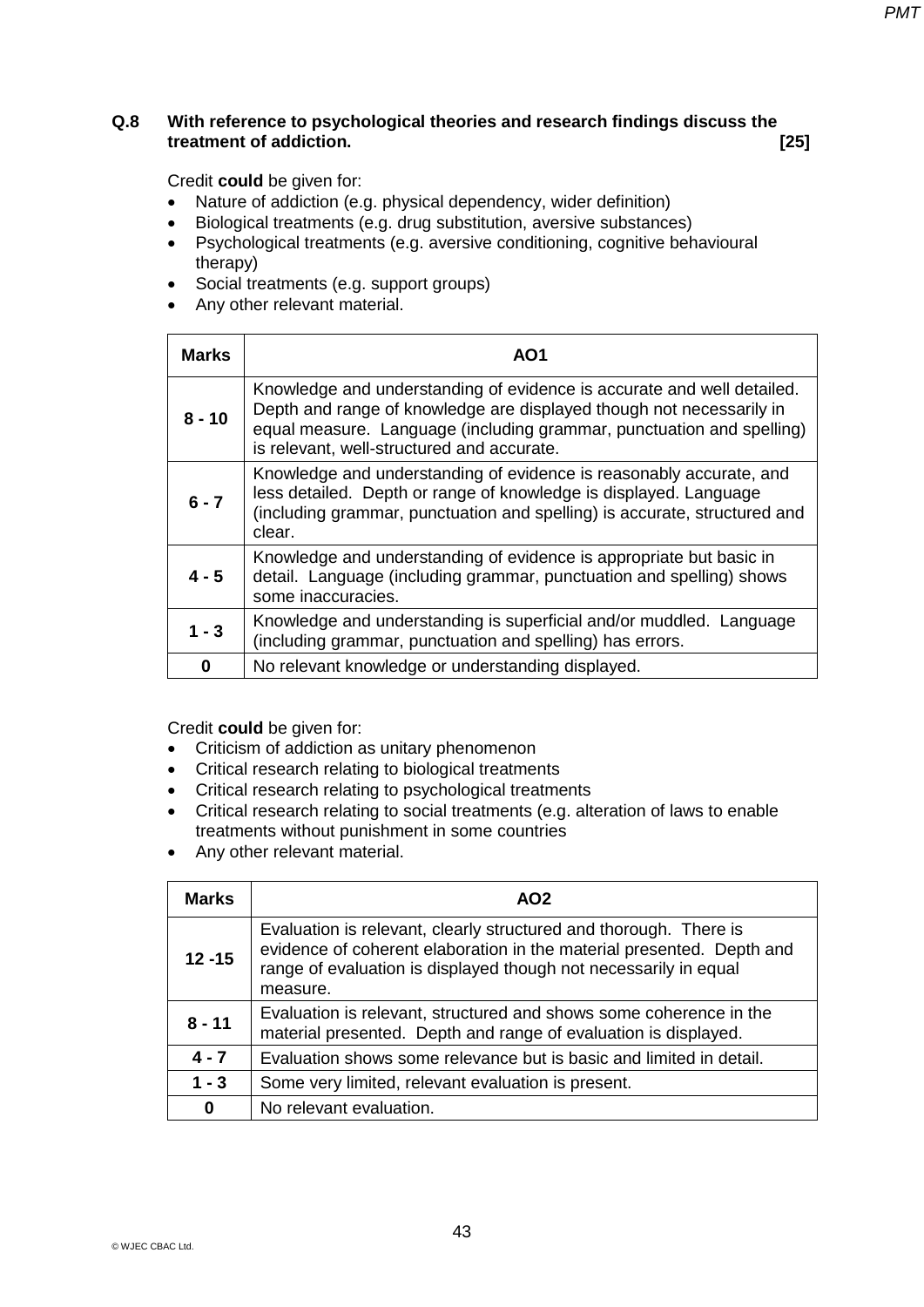**Q.8 With reference to psychological theories and research findings discuss the treatment of addiction. [25]**

Credit **could** be given for:

- Nature of addiction (e.g. physical dependency, wider definition)
- Biological treatments (e.g. drug substitution, aversive substances)
- Psychological treatments (e.g. aversive conditioning, cognitive behavioural therapy)
- Social treatments (e.g. support groups)
- Any other relevant material.

| Marks | AO1 |
|---|---|
| **8 - 10** | Knowledge and understanding of evidence is accurate and well detailed. Depth and range of knowledge are displayed though not necessarily in equal measure. Language (including grammar, punctuation and spelling) is relevant, well-structured and accurate. |
| **6 - 7** | Knowledge and understanding of evidence is reasonably accurate, and less detailed. Depth or range of knowledge is displayed. Language (including grammar, punctuation and spelling) is accurate, structured and clear. |
| **4 - 5** | Knowledge and understanding of evidence is appropriate but basic in detail. Language (including grammar, punctuation and spelling) shows some inaccuracies. |
| **1 - 3** | Knowledge and understanding is superficial and/or muddled. Language (including grammar, punctuation and spelling) has errors. |
| **0** | No relevant knowledge or understanding displayed. |

Credit **could** be given for:

- Criticism of addiction as unitary phenomenon
- Critical research relating to biological treatments
- Critical research relating to psychological treatments
- Critical research relating to social treatments (e.g. alteration of laws to enable treatments without punishment in some countries
- Any other relevant material.

| Marks | AO2 |
|---|---|
| **12 -15** | Evaluation is relevant, clearly structured and thorough. There is evidence of coherent elaboration in the material presented. Depth and range of evaluation is displayed though not necessarily in equal measure. |
| **8 - 11** | Evaluation is relevant, structured and shows some coherence in the material presented. Depth and range of evaluation is displayed. |
| **4 - 7** | Evaluation shows some relevance but is basic and limited in detail. |
| **1 - 3** | Some very limited, relevant evaluation is present. |
| **0** | No relevant evaluation. |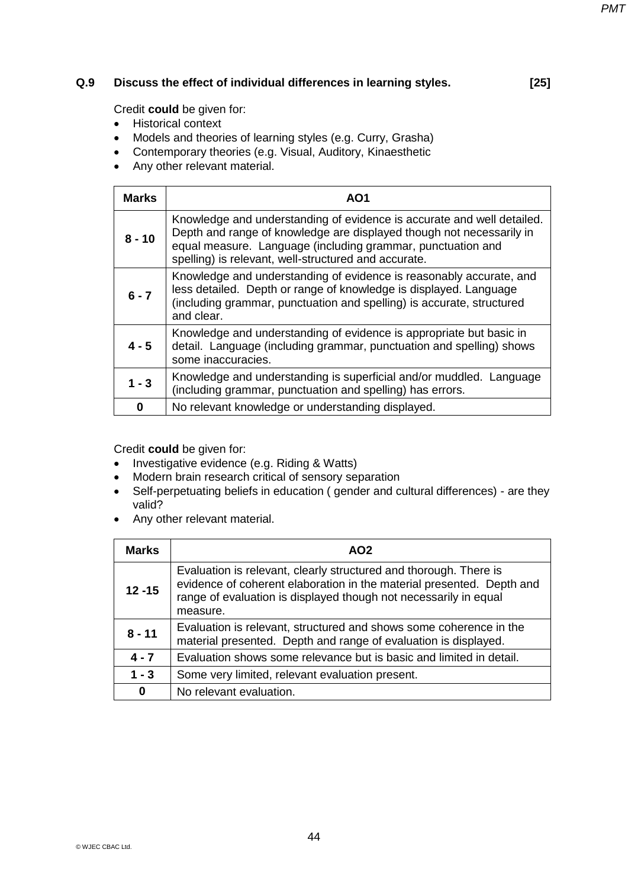**Q.9 Discuss the effect of individual differences in learning styles. [25]**

Credit **could** be given for:

- Historical context
- Models and theories of learning styles (e.g. Curry, Grasha)
- Contemporary theories (e.g. Visual, Auditory, Kinaesthetic
- Any other relevant material.

| Marks | AO1 |
|---|---|
| 8 - 10 | Knowledge and understanding of evidence is accurate and well detailed. Depth and range of knowledge are displayed though not necessarily in equal measure. Language (including grammar, punctuation and spelling) is relevant, well-structured and accurate. |
| 6 - 7 | Knowledge and understanding of evidence is reasonably accurate, and less detailed. Depth or range of knowledge is displayed. Language (including grammar, punctuation and spelling) is accurate, structured and clear. |
| 4 - 5 | Knowledge and understanding of evidence is appropriate but basic in detail. Language (including grammar, punctuation and spelling) shows some inaccuracies. |
| 1 - 3 | Knowledge and understanding is superficial and/or muddled. Language (including grammar, punctuation and spelling) has errors. |
| 0 | No relevant knowledge or understanding displayed. |

Credit **could** be given for:

- Investigative evidence (e.g. Riding & Watts)
- Modern brain research critical of sensory separation
- Self-perpetuating beliefs in education ( gender and cultural differences) - are they valid?
- Any other relevant material.

| Marks | AO2 |
|---|---|
| 12 -15 | Evaluation is relevant, clearly structured and thorough. There is evidence of coherent elaboration in the material presented. Depth and range of evaluation is displayed though not necessarily in equal measure. |
| 8 - 11 | Evaluation is relevant, structured and shows some coherence in the material presented. Depth and range of evaluation is displayed. |
| 4 - 7 | Evaluation shows some relevance but is basic and limited in detail. |
| 1 - 3 | Some very limited, relevant evaluation present. |
| 0 | No relevant evaluation. |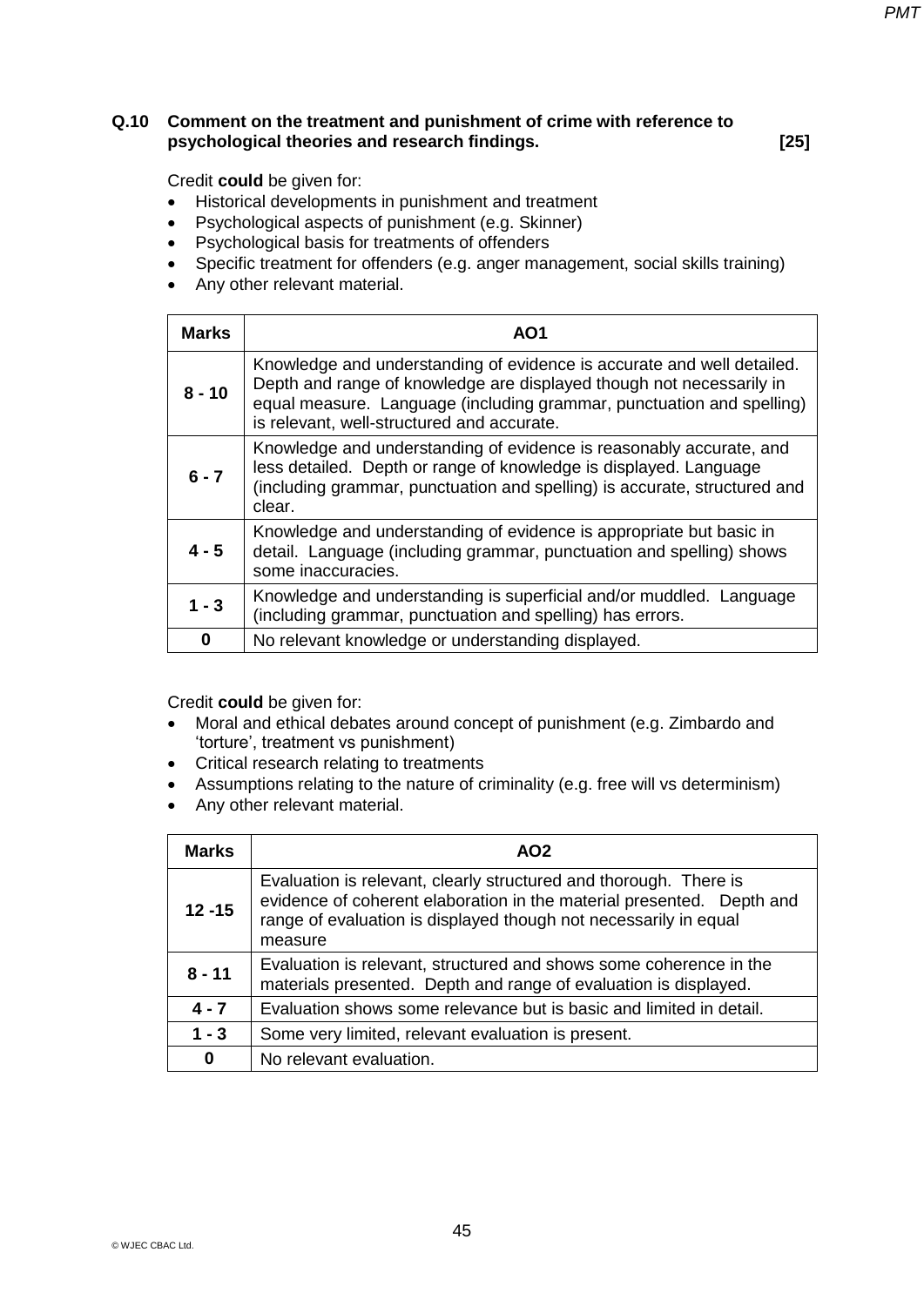**Q.10 Comment on the treatment and punishment of crime with reference to psychological theories and research findings. [25]**

Credit **could** be given for:

- Historical developments in punishment and treatment
- Psychological aspects of punishment (e.g. Skinner)
- Psychological basis for treatments of offenders
- Specific treatment for offenders (e.g. anger management, social skills training)
- Any other relevant material.

| Marks | AO1 |
|---|---|
| 8 - 10 | Knowledge and understanding of evidence is accurate and well detailed. Depth and range of knowledge are displayed though not necessarily in equal measure. Language (including grammar, punctuation and spelling) is relevant, well-structured and accurate. |
| 6 - 7 | Knowledge and understanding of evidence is reasonably accurate, and less detailed. Depth or range of knowledge is displayed. Language (including grammar, punctuation and spelling) is accurate, structured and clear. |
| 4 - 5 | Knowledge and understanding of evidence is appropriate but basic in detail. Language (including grammar, punctuation and spelling) shows some inaccuracies. |
| 1 - 3 | Knowledge and understanding is superficial and/or muddled. Language (including grammar, punctuation and spelling) has errors. |
| 0 | No relevant knowledge or understanding displayed. |

Credit **could** be given for:

- Moral and ethical debates around concept of punishment (e.g. Zimbardo and 'torture', treatment vs punishment)
- Critical research relating to treatments
- Assumptions relating to the nature of criminality (e.g. free will vs determinism)
- Any other relevant material.

| Marks | AO2 |
|---|---|
| 12 -15 | Evaluation is relevant, clearly structured and thorough. There is evidence of coherent elaboration in the material presented. Depth and range of evaluation is displayed though not necessarily in equal measure |
| 8 - 11 | Evaluation is relevant, structured and shows some coherence in the materials presented. Depth and range of evaluation is displayed. |
| 4 - 7 | Evaluation shows some relevance but is basic and limited in detail. |
| 1 - 3 | Some very limited, relevant evaluation is present. |
| 0 | No relevant evaluation. |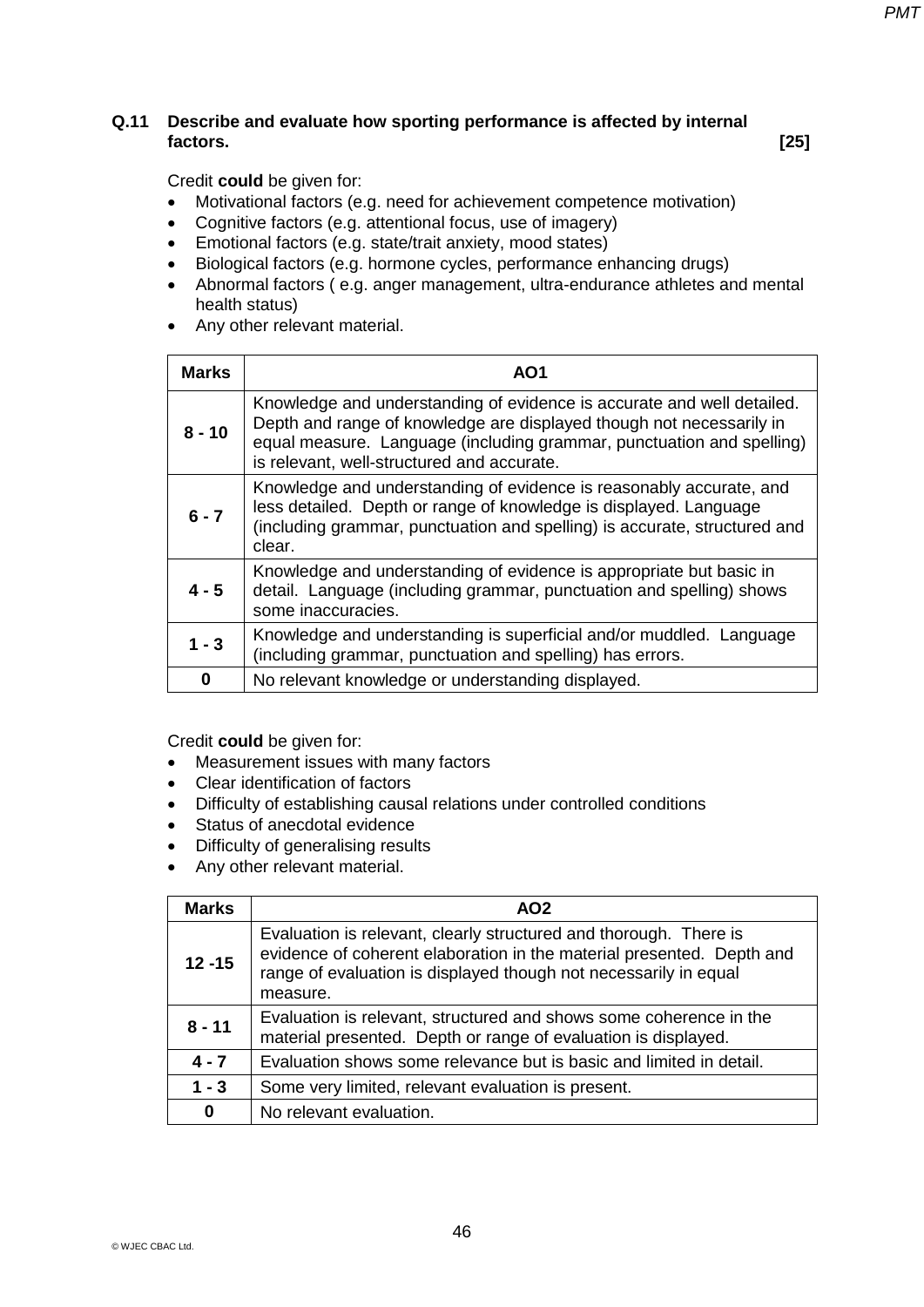**Q.11 Describe and evaluate how sporting performance is affected by internal factors. [25]**

Credit **could** be given for:

- Motivational factors (e.g. need for achievement competence motivation)
- Cognitive factors (e.g. attentional focus, use of imagery)
- Emotional factors (e.g. state/trait anxiety, mood states)
- Biological factors (e.g. hormone cycles, performance enhancing drugs)
- Abnormal factors ( e.g. anger management, ultra-endurance athletes and mental health status)
- Any other relevant material.

| Marks | AO1 |
|---|---|
| 8 - 10 | Knowledge and understanding of evidence is accurate and well detailed. Depth and range of knowledge are displayed though not necessarily in equal measure. Language (including grammar, punctuation and spelling) is relevant, well-structured and accurate. |
| 6 - 7 | Knowledge and understanding of evidence is reasonably accurate, and less detailed. Depth or range of knowledge is displayed. Language (including grammar, punctuation and spelling) is accurate, structured and clear. |
| 4 - 5 | Knowledge and understanding of evidence is appropriate but basic in detail. Language (including grammar, punctuation and spelling) shows some inaccuracies. |
| 1 - 3 | Knowledge and understanding is superficial and/or muddled. Language (including grammar, punctuation and spelling) has errors. |
| 0 | No relevant knowledge or understanding displayed. |

Credit **could** be given for:

- Measurement issues with many factors
- Clear identification of factors
- Difficulty of establishing causal relations under controlled conditions
- Status of anecdotal evidence
- Difficulty of generalising results
- Any other relevant material.

| Marks | AO2 |
|---|---|
| 12 -15 | Evaluation is relevant, clearly structured and thorough. There is evidence of coherent elaboration in the material presented. Depth and range of evaluation is displayed though not necessarily in equal measure. |
| 8 - 11 | Evaluation is relevant, structured and shows some coherence in the material presented. Depth or range of evaluation is displayed. |
| 4 - 7 | Evaluation shows some relevance but is basic and limited in detail. |
| 1 - 3 | Some very limited, relevant evaluation is present. |
| 0 | No relevant evaluation. |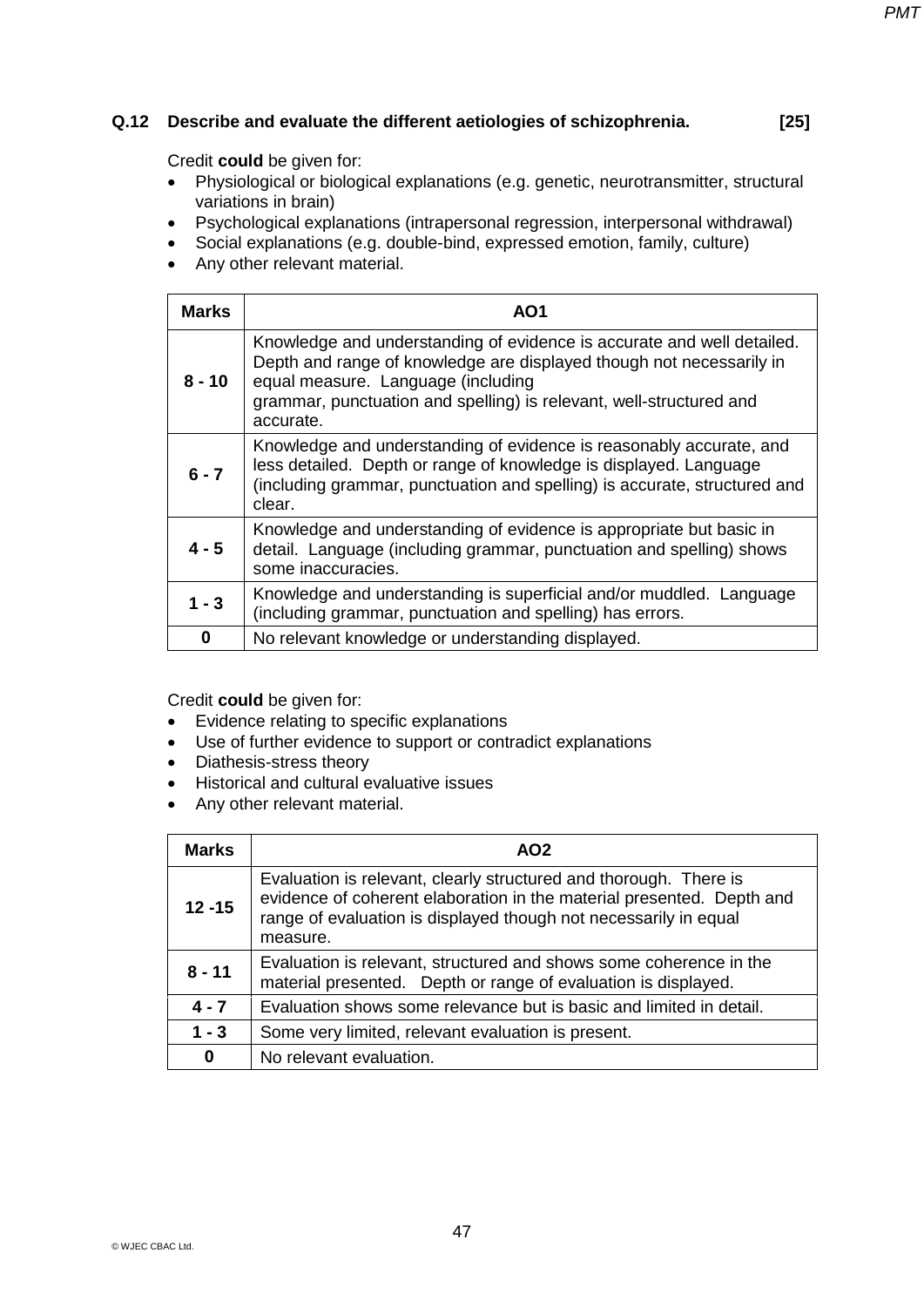**Q.12 Describe and evaluate the different aetiologies of schizophrenia. [25]**

Credit **could** be given for:

- Physiological or biological explanations (e.g. genetic, neurotransmitter, structural variations in brain)
- Psychological explanations (intrapersonal regression, interpersonal withdrawal)
- Social explanations (e.g. double-bind, expressed emotion, family, culture)
- Any other relevant material.

| Marks | AO1 |
|---|---|
| 8 - 10 | Knowledge and understanding of evidence is accurate and well detailed. Depth and range of knowledge are displayed though not necessarily in equal measure. Language (including grammar, punctuation and spelling) is relevant, well-structured and accurate. |
| 6 - 7 | Knowledge and understanding of evidence is reasonably accurate, and less detailed. Depth or range of knowledge is displayed. Language (including grammar, punctuation and spelling) is accurate, structured and clear. |
| 4 - 5 | Knowledge and understanding of evidence is appropriate but basic in detail. Language (including grammar, punctuation and spelling) shows some inaccuracies. |
| 1 - 3 | Knowledge and understanding is superficial and/or muddled. Language (including grammar, punctuation and spelling) has errors. |
| 0 | No relevant knowledge or understanding displayed. |

Credit **could** be given for:

- Evidence relating to specific explanations
- Use of further evidence to support or contradict explanations
- Diathesis-stress theory
- Historical and cultural evaluative issues
- Any other relevant material.

| Marks | AO2 |
|---|---|
| 12 -15 | Evaluation is relevant, clearly structured and thorough. There is evidence of coherent elaboration in the material presented. Depth and range of evaluation is displayed though not necessarily in equal measure. |
| 8 - 11 | Evaluation is relevant, structured and shows some coherence in the material presented. Depth or range of evaluation is displayed. |
| 4 - 7 | Evaluation shows some relevance but is basic and limited in detail. |
| 1 - 3 | Some very limited, relevant evaluation is present. |
| 0 | No relevant evaluation. |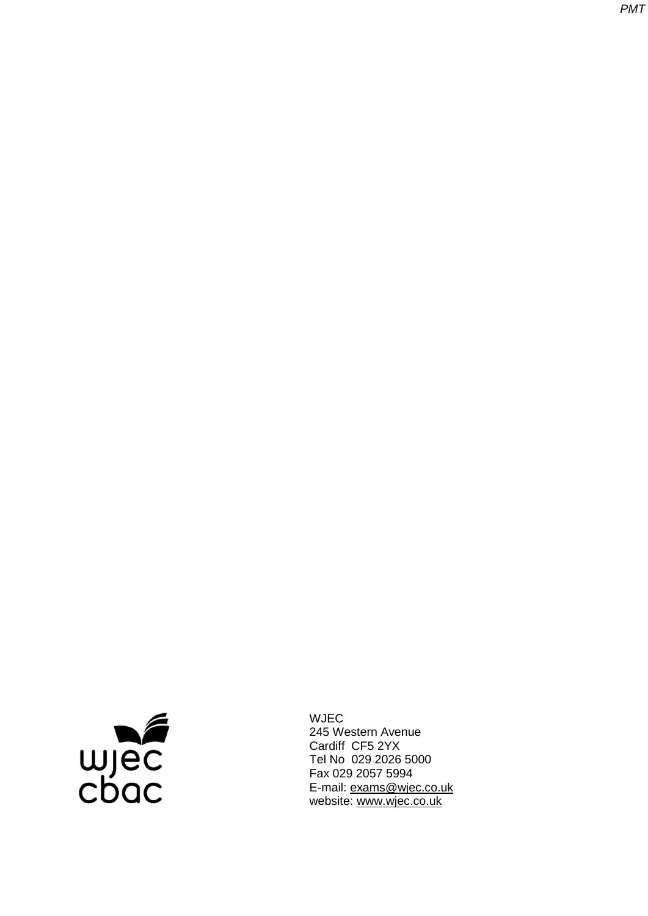WJEC
245 Western Avenue
Cardiff CF5 2YX
Tel No 029 2026 5000
Fax 029 2057 5994
E-mail: exams@wjec.co.uk
website: www.wjec.co.uk